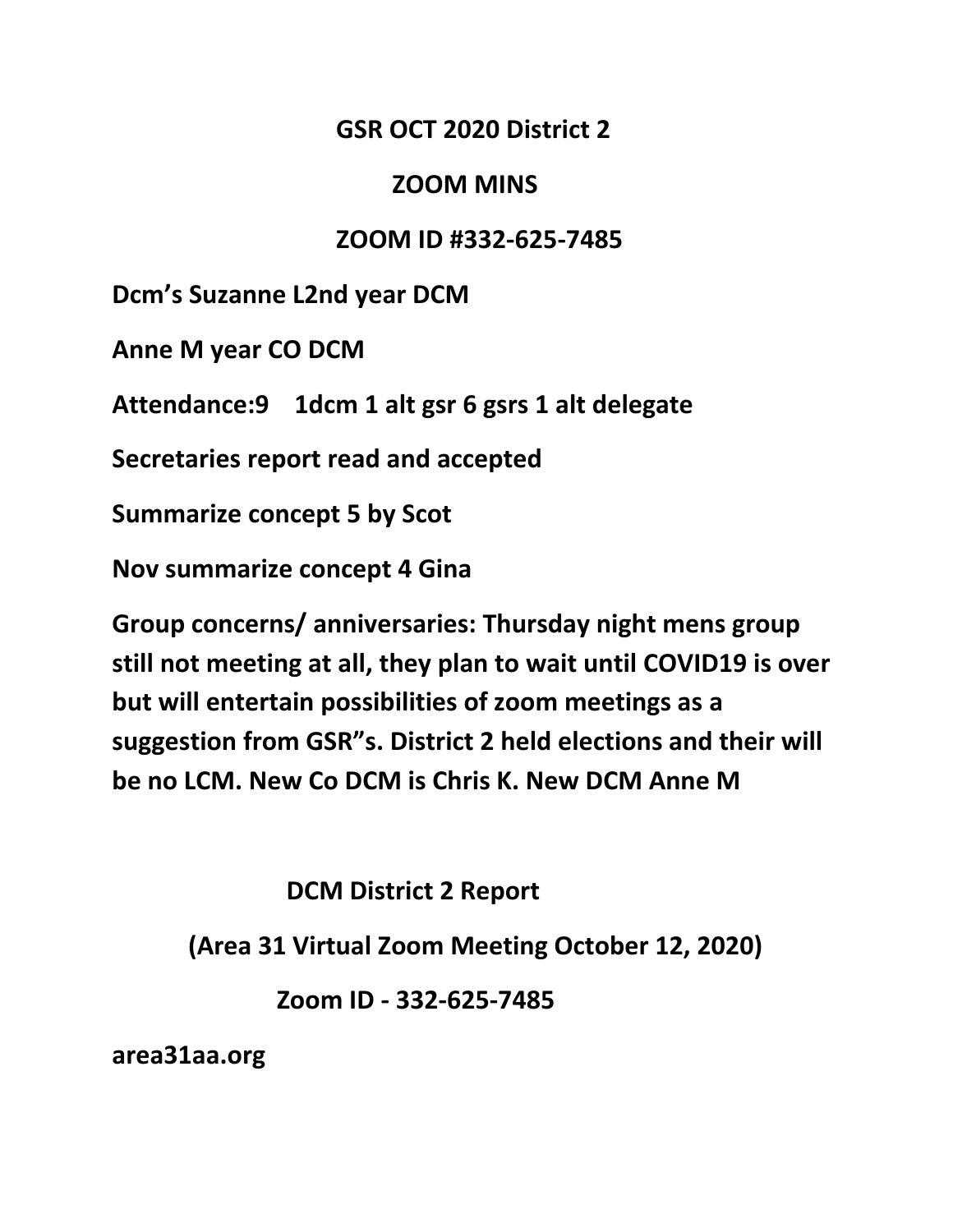**GSR OCT 2020 District 2**

**ZOOM MINS**

**ZOOM ID #332-625-7485**

**Dcm's Suzanne L2nd year DCM**

**Anne M year CO DCM**

**Attendance:9    1dcm 1 alt gsr 6 gsrs 1 alt delegate**

**Secretaries report read and accepted**

**Summarize concept 5 by Scot**

**Nov summarize concept 4 Gina**

**Group concerns/ anniversaries: Thursday night mens group still not meeting at all, they plan to wait until COVID19 is over but will entertain possibilities of zoom meetings as a suggestion from GSR"s. District 2 held elections and their will be no LCM. New Co DCM is Chris K. New DCM Anne M**

**DCM District 2 Report**

**(Area 31 Virtual Zoom Meeting October 12, 2020)**

**Zoom ID - 332-625-7485**

**area31aa.org**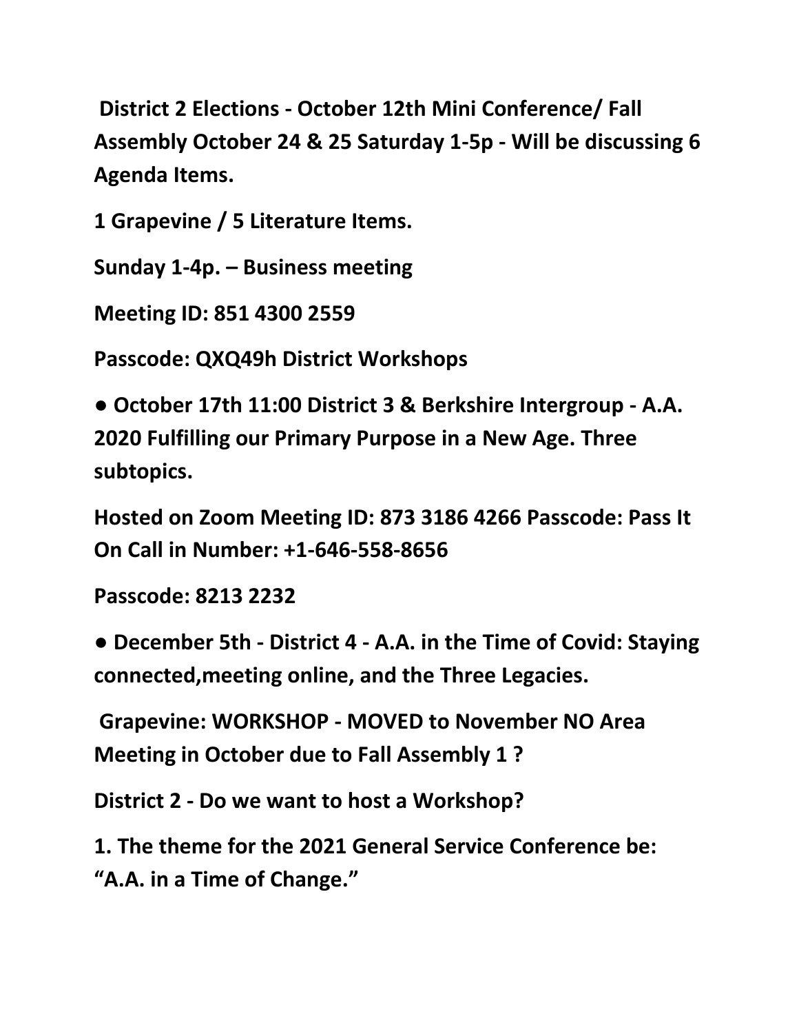**District 2 Elections - October 12th Mini Conference/ Fall Assembly October 24 & 25 Saturday 1-5p - Will be discussing 6 Agenda Items.**

**1 Grapevine / 5 Literature Items.**

**Sunday 1-4p. – Business meeting**

**Meeting ID: 851 4300 2559**

**Passcode: QXQ49h District Workshops**

- **October 17th 11:00 District 3 & Berkshire Intergroup - A.A. 2020 Fulfilling our Primary Purpose in a New Age. Three subtopics.**

**Hosted on Zoom Meeting ID: 873 3186 4266 Passcode: Pass It On Call in Number: +1-646-558-8656**

**Passcode: 8213 2232**

- **December 5th - District 4 - A.A. in the Time of Covid: Staying connected,meeting online, and the Three Legacies.**

**Grapevine: WORKSHOP - MOVED to November NO Area Meeting in October due to Fall Assembly 1 ?**

**District 2 - Do we want to host a Workshop?**

**1. The theme for the 2021 General Service Conference be: “A.A. in a Time of Change.”**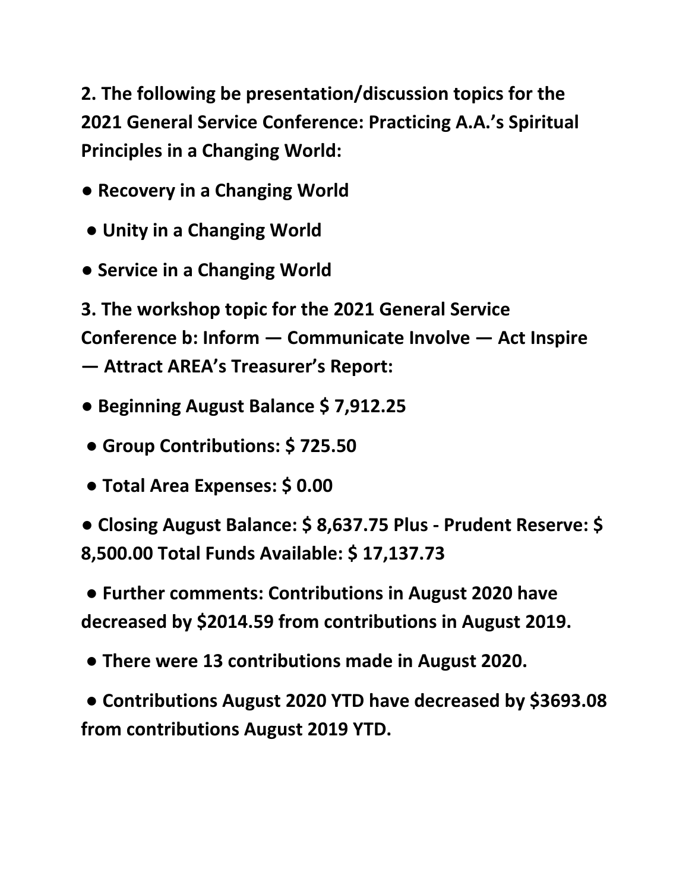**2. The following be presentation/discussion topics for the 2021 General Service Conference: Practicing A.A.'s Spiritual Principles in a Changing World:**

- **Recovery in a Changing World**
- **Unity in a Changing World**
- **Service in a Changing World**

**3. The workshop topic for the 2021 General Service Conference b: Inform — Communicate Involve — Act Inspire — Attract AREA's Treasurer's Report:**

- **Beginning August Balance $ 7,912.25**
- **Group Contributions: $ 725.50**
- **Total Area Expenses: $ 0.00**
- **Closing August Balance: $ 8,637.75 Plus - Prudent Reserve: $ 8,500.00 Total Funds Available: $ 17,137.73**
- **Further comments: Contributions in August 2020 have decreased by $2014.59 from contributions in August 2019.**
- **There were 13 contributions made in August 2020.**
- **Contributions August 2020 YTD have decreased by $3693.08 from contributions August 2019 YTD.**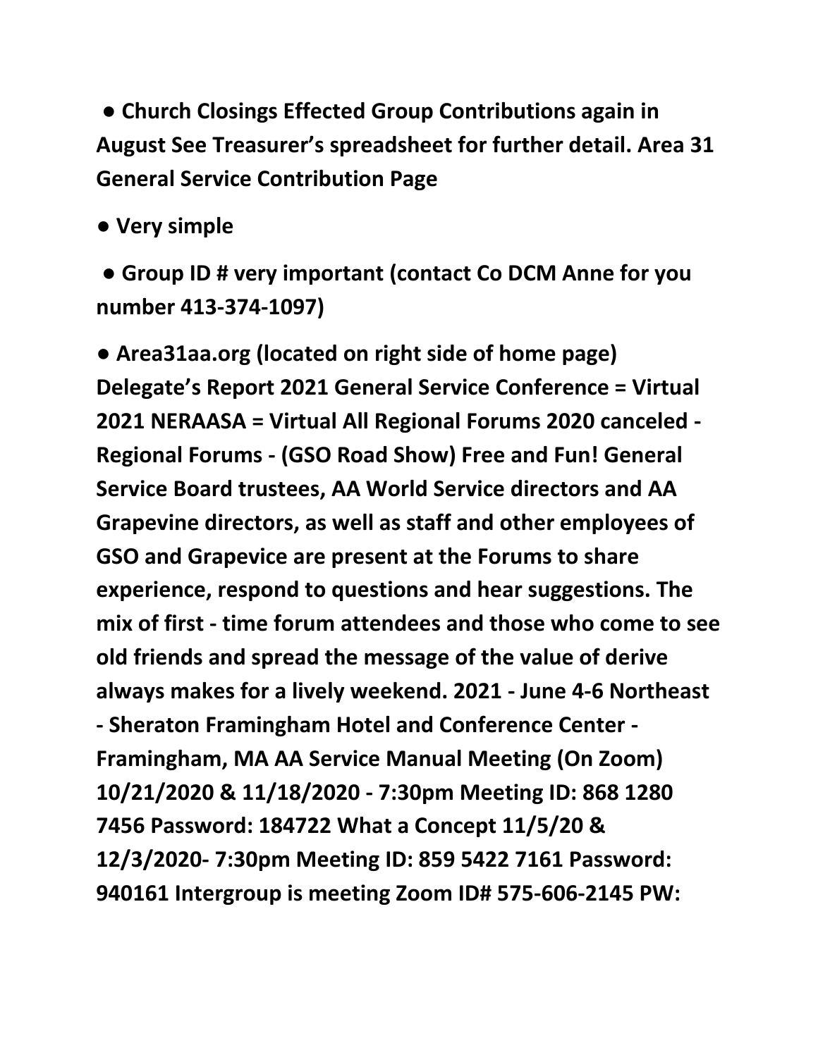**● Church Closings Effected Group Contributions again in August See Treasurer's spreadsheet for further detail. Area 31 General Service Contribution Page**

**● Very simple**

**● Group ID # very important (contact Co DCM Anne for you number 413-374-1097)**

**● Area31aa.org (located on right side of home page) Delegate's Report 2021 General Service Conference = Virtual 2021 NERAASA = Virtual All Regional Forums 2020 canceled - Regional Forums - (GSO Road Show) Free and Fun! General Service Board trustees, AA World Service directors and AA Grapevine directors, as well as staff and other employees of GSO and Grapevice are present at the Forums to share experience, respond to questions and hear suggestions. The mix of first - time forum attendees and those who come to see old friends and spread the message of the value of derive always makes for a lively weekend. 2021 - June 4-6 Northeast - Sheraton Framingham Hotel and Conference Center - Framingham, MA AA Service Manual Meeting (On Zoom) 10/21/2020 & 11/18/2020 - 7:30pm Meeting ID: 868 1280 7456 Password: 184722 What a Concept 11/5/20 & 12/3/2020- 7:30pm Meeting ID: 859 5422 7161 Password: 940161 Intergroup is meeting Zoom ID# 575-606-2145 PW:**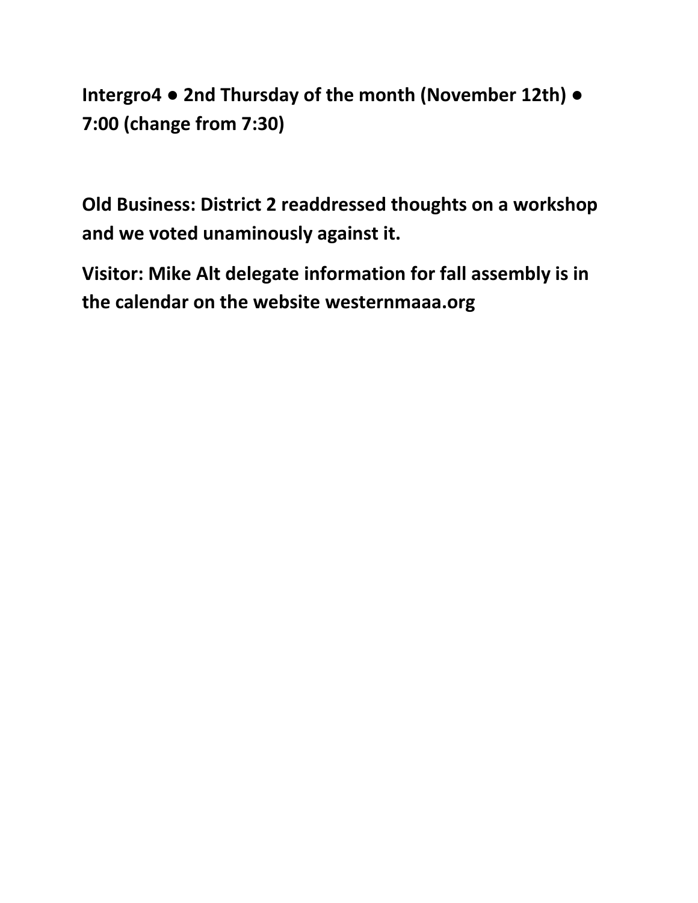**Intergro4 ● 2nd Thursday of the month (November 12th) ● 7:00 (change from 7:30)**

**Old Business: District 2 readdressed thoughts on a workshop and we voted unaminously against it.**

**Visitor: Mike Alt delegate information for fall assembly is in the calendar on the website westernmaaa.org**